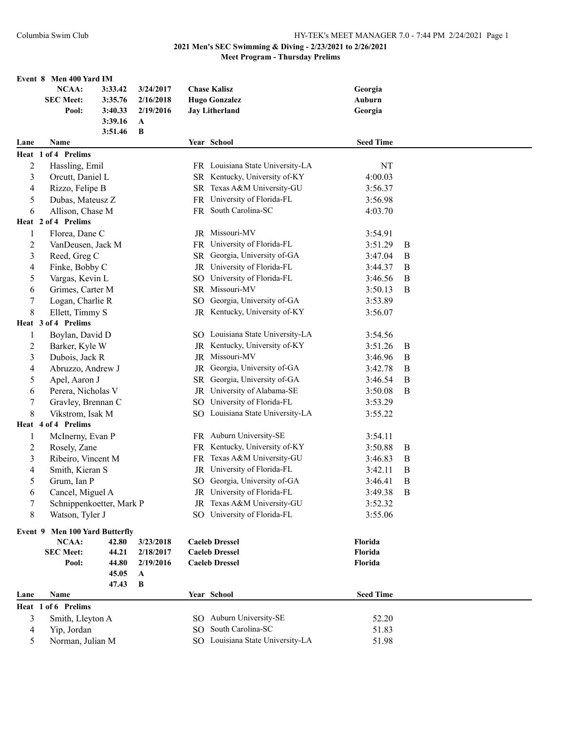Columbia Swim Club

## 2021 Men's SEC Swimming & Diving - 2/23/2021 to 2/26/2021

### Meet Program - Thursday Prelims

**Event 8 Men 400 Yard IM**

| | Time | Date | Name | School |
|---|---|---|---|---|
| **NCAA:** | 3:33.42 | 3/24/2017 | **Chase Kalisz** | Georgia |
| **SEC Meet:** | 3:35.76 | 2/16/2018 | **Hugo Gonzalez** | Auburn |
| **Pool:** | 3:40.33 | 2/19/2016 | **Jay Litherland** | Georgia |
| | 3:39.16 | A | | |
| | 3:51.46 | B | | |

| Lane | Name | Year | School | Seed Time | |
|---|---|---|---|---|---|
| **Heat 1 of 4 Prelims** | | | | | |
| 2 | Hassling, Emil | FR | Louisiana State University-LA | NT | |
| 3 | Orcutt, Daniel L | SR | Kentucky, University of-KY | 4:00.03 | |
| 4 | Rizzo, Felipe B | SR | Texas A&M University-GU | 3:56.37 | |
| 5 | Dubas, Mateusz Z | FR | University of Florida-FL | 3:56.98 | |
| 6 | Allison, Chase M | FR | South Carolina-SC | 4:03.70 | |
| **Heat 2 of 4 Prelims** | | | | | |
| 1 | Florea, Dane C | JR | Missouri-MV | 3:54.91 | |
| 2 | VanDeusen, Jack M | FR | University of Florida-FL | 3:51.29 | B |
| 3 | Reed, Greg C | SR | Georgia, University of-GA | 3:47.04 | B |
| 4 | Finke, Bobby C | JR | University of Florida-FL | 3:44.37 | B |
| 5 | Vargas, Kevin L | SO | University of Florida-FL | 3:46.56 | B |
| 6 | Grimes, Carter M | SR | Missouri-MV | 3:50.13 | B |
| 7 | Logan, Charlie R | SO | Georgia, University of-GA | 3:53.89 | |
| 8 | Ellett, Timmy S | JR | Kentucky, University of-KY | 3:56.07 | |
| **Heat 3 of 4 Prelims** | | | | | |
| 1 | Boylan, David D | SO | Louisiana State University-LA | 3:54.56 | |
| 2 | Barker, Kyle W | JR | Kentucky, University of-KY | 3:51.26 | B |
| 3 | Dubois, Jack R | JR | Missouri-MV | 3:46.96 | B |
| 4 | Abruzzo, Andrew J | JR | Georgia, University of-GA | 3:42.78 | B |
| 5 | Apel, Aaron J | SR | Georgia, University of-GA | 3:46.54 | B |
| 6 | Perera, Nicholas V | JR | University of Alabama-SE | 3:50.08 | B |
| 7 | Gravley, Brennan C | SO | University of Florida-FL | 3:53.29 | |
| 8 | Vikstrom, Isak M | SO | Louisiana State University-LA | 3:55.22 | |
| **Heat 4 of 4 Prelims** | | | | | |
| 1 | McInerny, Evan P | FR | Auburn University-SE | 3:54.11 | |
| 2 | Rosely, Zane | FR | Kentucky, University of-KY | 3:50.88 | B |
| 3 | Ribeiro, Vincent M | FR | Texas A&M University-GU | 3:46.83 | B |
| 4 | Smith, Kieran S | JR | University of Florida-FL | 3:42.11 | B |
| 5 | Grum, Ian P | SO | Georgia, University of-GA | 3:46.41 | B |
| 6 | Cancel, Miguel A | JR | University of Florida-FL | 3:49.38 | B |
| 7 | Schnippenkoetter, Mark P | JR | Texas A&M University-GU | 3:52.32 | |
| 8 | Watson, Tyler J | SO | University of Florida-FL | 3:55.06 | |

**Event 9 Men 100 Yard Butterfly**

| | Time | Date | Name | School |
|---|---|---|---|---|
| **NCAA:** | 42.80 | 3/23/2018 | **Caeleb Dressel** | Florida |
| **SEC Meet:** | 44.21 | 2/18/2017 | **Caeleb Dressel** | Florida |
| **Pool:** | 44.80 | 2/19/2016 | **Caeleb Dressel** | Florida |
| | 45.05 | A | | |
| | 47.43 | B | | |

| Lane | Name | Year | School | Seed Time |
|---|---|---|---|---|
| **Heat 1 of 6 Prelims** | | | | |
| 3 | Smith, Lleyton A | SO | Auburn University-SE | 52.20 |
| 4 | Yip, Jordan | SO | South Carolina-SC | 51.83 |
| 5 | Norman, Julian M | SO | Louisiana State University-LA | 51.98 |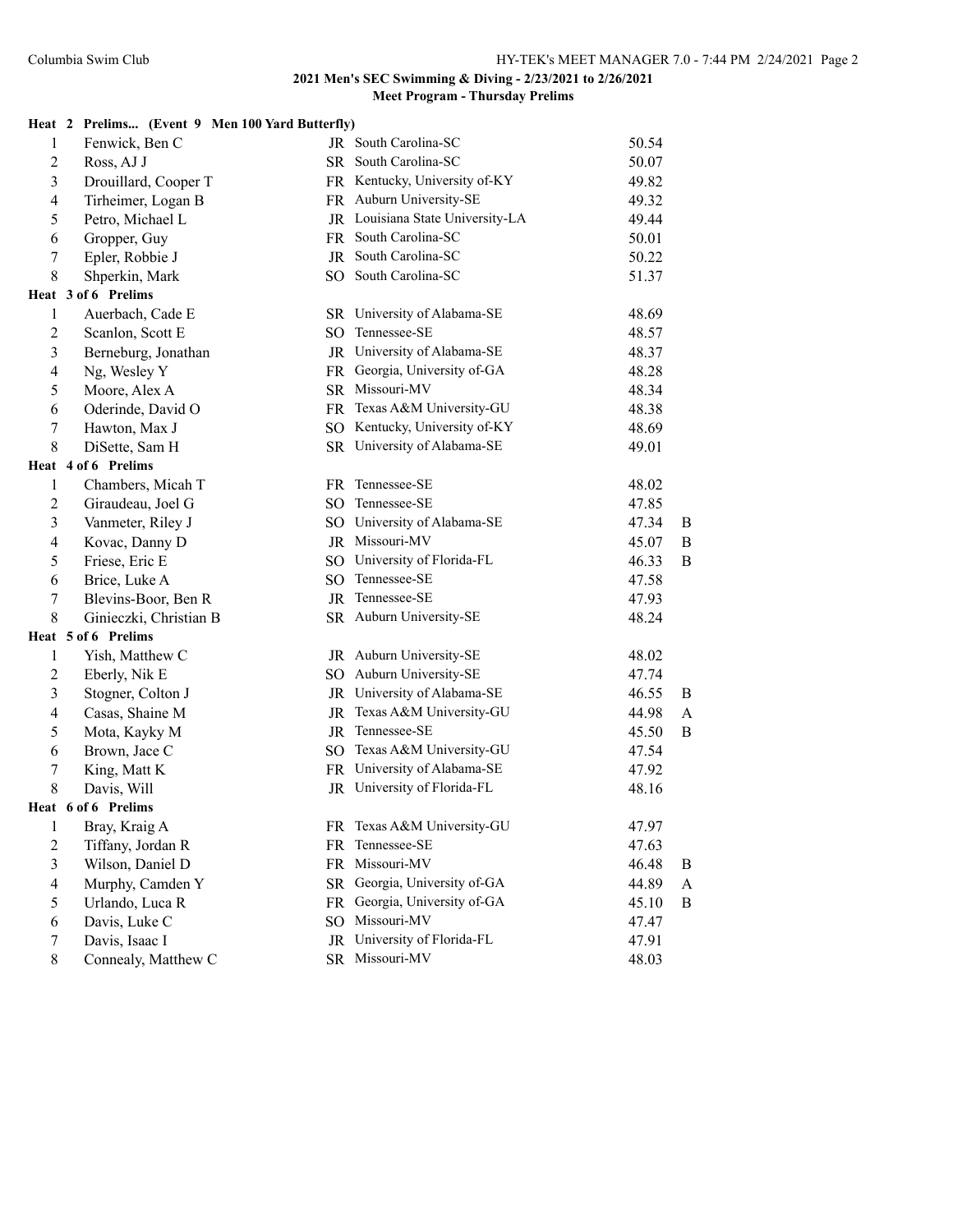**2021 Men's SEC Swimming & Diving - 2/23/2021 to 2/26/2021**

**Meet Program - Thursday Prelims**

**Heat 2 Prelims... (Event 9 Men 100 Yard Butterfly)**

| Lane | Name | Yr | School | Seed Time | |
|---|---|---|---|---|---|
| 1 | Fenwick, Ben C | JR | South Carolina-SC | 50.54 | |
| 2 | Ross, AJ J | SR | South Carolina-SC | 50.07 | |
| 3 | Drouillard, Cooper T | FR | Kentucky, University of-KY | 49.82 | |
| 4 | Tirheimer, Logan B | FR | Auburn University-SE | 49.32 | |
| 5 | Petro, Michael L | JR | Louisiana State University-LA | 49.44 | |
| 6 | Gropper, Guy | FR | South Carolina-SC | 50.01 | |
| 7 | Epler, Robbie J | JR | South Carolina-SC | 50.22 | |
| 8 | Shperkin, Mark | SO | South Carolina-SC | 51.37 | |

**Heat 3 of 6 Prelims**

| Lane | Name | Yr | School | Seed Time | |
|---|---|---|---|---|---|
| 1 | Auerbach, Cade E | SR | University of Alabama-SE | 48.69 | |
| 2 | Scanlon, Scott E | SO | Tennessee-SE | 48.57 | |
| 3 | Berneburg, Jonathan | JR | University of Alabama-SE | 48.37 | |
| 4 | Ng, Wesley Y | FR | Georgia, University of-GA | 48.28 | |
| 5 | Moore, Alex A | SR | Missouri-MV | 48.34 | |
| 6 | Oderinde, David O | FR | Texas A&M University-GU | 48.38 | |
| 7 | Hawton, Max J | SO | Kentucky, University of-KY | 48.69 | |
| 8 | DiSette, Sam H | SR | University of Alabama-SE | 49.01 | |

**Heat 4 of 6 Prelims**

| Lane | Name | Yr | School | Seed Time | |
|---|---|---|---|---|---|
| 1 | Chambers, Micah T | FR | Tennessee-SE | 48.02 | |
| 2 | Giraudeau, Joel G | SO | Tennessee-SE | 47.85 | |
| 3 | Vanmeter, Riley J | SO | University of Alabama-SE | 47.34 | B |
| 4 | Kovac, Danny D | JR | Missouri-MV | 45.07 | B |
| 5 | Friese, Eric E | SO | University of Florida-FL | 46.33 | B |
| 6 | Brice, Luke A | SO | Tennessee-SE | 47.58 | |
| 7 | Blevins-Boor, Ben R | JR | Tennessee-SE | 47.93 | |
| 8 | Ginieczki, Christian B | SR | Auburn University-SE | 48.24 | |

**Heat 5 of 6 Prelims**

| Lane | Name | Yr | School | Seed Time | |
|---|---|---|---|---|---|
| 1 | Yish, Matthew C | JR | Auburn University-SE | 48.02 | |
| 2 | Eberly, Nik E | SO | Auburn University-SE | 47.74 | |
| 3 | Stogner, Colton J | JR | University of Alabama-SE | 46.55 | B |
| 4 | Casas, Shaine M | JR | Texas A&M University-GU | 44.98 | A |
| 5 | Mota, Kayky M | JR | Tennessee-SE | 45.50 | B |
| 6 | Brown, Jace C | SO | Texas A&M University-GU | 47.54 | |
| 7 | King, Matt K | FR | University of Alabama-SE | 47.92 | |
| 8 | Davis, Will | JR | University of Florida-FL | 48.16 | |

**Heat 6 of 6 Prelims**

| Lane | Name | Yr | School | Seed Time | |
|---|---|---|---|---|---|
| 1 | Bray, Kraig A | FR | Texas A&M University-GU | 47.97 | |
| 2 | Tiffany, Jordan R | FR | Tennessee-SE | 47.63 | |
| 3 | Wilson, Daniel D | FR | Missouri-MV | 46.48 | B |
| 4 | Murphy, Camden Y | SR | Georgia, University of-GA | 44.89 | A |
| 5 | Urlando, Luca R | FR | Georgia, University of-GA | 45.10 | B |
| 6 | Davis, Luke C | SO | Missouri-MV | 47.47 | |
| 7 | Davis, Isaac I | JR | University of Florida-FL | 47.91 | |
| 8 | Connealy, Matthew C | SR | Missouri-MV | 48.03 | |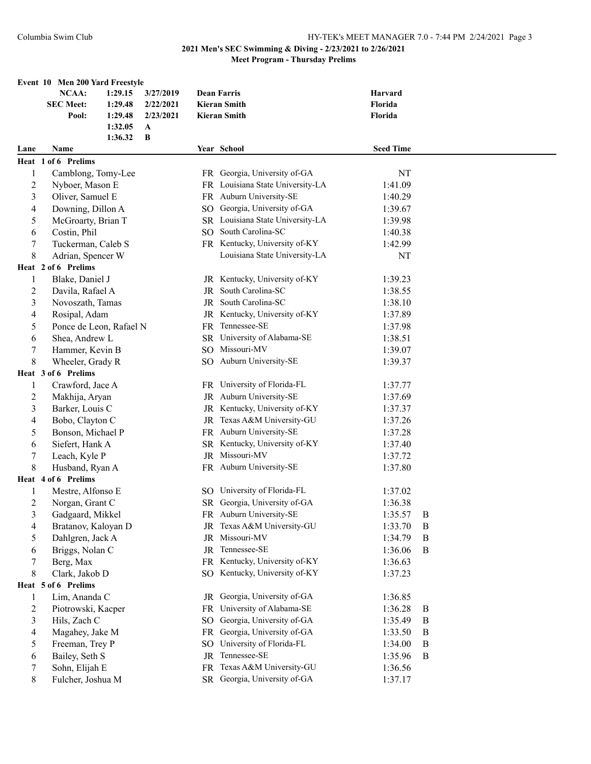## 2021 Men's SEC Swimming & Diving - 2/23/2021 to 2/26/2021

### Meet Program - Thursday Prelims

**Event 10 Men 200 Yard Freestyle**

| | | | | |
|---|---|---|---|---|
| **NCAA:** | 1:29.15 | 3/27/2019 | **Dean Farris** | **Harvard** |
| **SEC Meet:** | 1:29.48 | 2/22/2021 | **Kieran Smith** | **Florida** |
| **Pool:** | 1:29.48 | 2/23/2021 | **Kieran Smith** | **Florida** |
| | 1:32.05 | A | | |
| | 1:36.32 | B | | |

| Lane | Name | Year | School | Seed Time | |
|---|---|---|---|---|---|
| **Heat 1 of 6 Prelims** | | | | | |
| 1 | Camblong, Tomy-Lee | FR | Georgia, University of-GA | NT | |
| 2 | Nyboer, Mason E | FR | Louisiana State University-LA | 1:41.09 | |
| 3 | Oliver, Samuel E | FR | Auburn University-SE | 1:40.29 | |
| 4 | Downing, Dillon A | SO | Georgia, University of-GA | 1:39.67 | |
| 5 | McGroarty, Brian T | SR | Louisiana State University-LA | 1:39.98 | |
| 6 | Costin, Phil | SO | South Carolina-SC | 1:40.38 | |
| 7 | Tuckerman, Caleb S | FR | Kentucky, University of-KY | 1:42.99 | |
| 8 | Adrian, Spencer W | | Louisiana State University-LA | NT | |
| **Heat 2 of 6 Prelims** | | | | | |
| 1 | Blake, Daniel J | JR | Kentucky, University of-KY | 1:39.23 | |
| 2 | Davila, Rafael A | JR | South Carolina-SC | 1:38.55 | |
| 3 | Novoszath, Tamas | JR | South Carolina-SC | 1:38.10 | |
| 4 | Rosipal, Adam | JR | Kentucky, University of-KY | 1:37.89 | |
| 5 | Ponce de Leon, Rafael N | FR | Tennessee-SE | 1:37.98 | |
| 6 | Shea, Andrew L | SR | University of Alabama-SE | 1:38.51 | |
| 7 | Hammer, Kevin B | SO | Missouri-MV | 1:39.07 | |
| 8 | Wheeler, Grady R | SO | Auburn University-SE | 1:39.37 | |
| **Heat 3 of 6 Prelims** | | | | | |
| 1 | Crawford, Jace A | FR | University of Florida-FL | 1:37.77 | |
| 2 | Makhija, Aryan | JR | Auburn University-SE | 1:37.69 | |
| 3 | Barker, Louis C | JR | Kentucky, University of-KY | 1:37.37 | |
| 4 | Bobo, Clayton C | JR | Texas A&M University-GU | 1:37.26 | |
| 5 | Bonson, Michael P | FR | Auburn University-SE | 1:37.28 | |
| 6 | Siefert, Hank A | SR | Kentucky, University of-KY | 1:37.40 | |
| 7 | Leach, Kyle P | JR | Missouri-MV | 1:37.72 | |
| 8 | Husband, Ryan A | FR | Auburn University-SE | 1:37.80 | |
| **Heat 4 of 6 Prelims** | | | | | |
| 1 | Mestre, Alfonso E | SO | University of Florida-FL | 1:37.02 | |
| 2 | Norgan, Grant C | SR | Georgia, University of-GA | 1:36.38 | |
| 3 | Gadgaard, Mikkel | FR | Auburn University-SE | 1:35.57 | B |
| 4 | Bratanov, Kaloyan D | JR | Texas A&M University-GU | 1:33.70 | B |
| 5 | Dahlgren, Jack A | JR | Missouri-MV | 1:34.79 | B |
| 6 | Briggs, Nolan C | JR | Tennessee-SE | 1:36.06 | B |
| 7 | Berg, Max | FR | Kentucky, University of-KY | 1:36.63 | |
| 8 | Clark, Jakob D | SO | Kentucky, University of-KY | 1:37.23 | |
| **Heat 5 of 6 Prelims** | | | | | |
| 1 | Lim, Ananda C | JR | Georgia, University of-GA | 1:36.85 | |
| 2 | Piotrowski, Kacper | FR | University of Alabama-SE | 1:36.28 | B |
| 3 | Hils, Zach C | SO | Georgia, University of-GA | 1:35.49 | B |
| 4 | Magahey, Jake M | FR | Georgia, University of-GA | 1:33.50 | B |
| 5 | Freeman, Trey P | SO | University of Florida-FL | 1:34.00 | B |
| 6 | Bailey, Seth S | JR | Tennessee-SE | 1:35.96 | B |
| 7 | Sohn, Elijah E | FR | Texas A&M University-GU | 1:36.56 | |
| 8 | Fulcher, Joshua M | SR | Georgia, University of-GA | 1:37.17 | |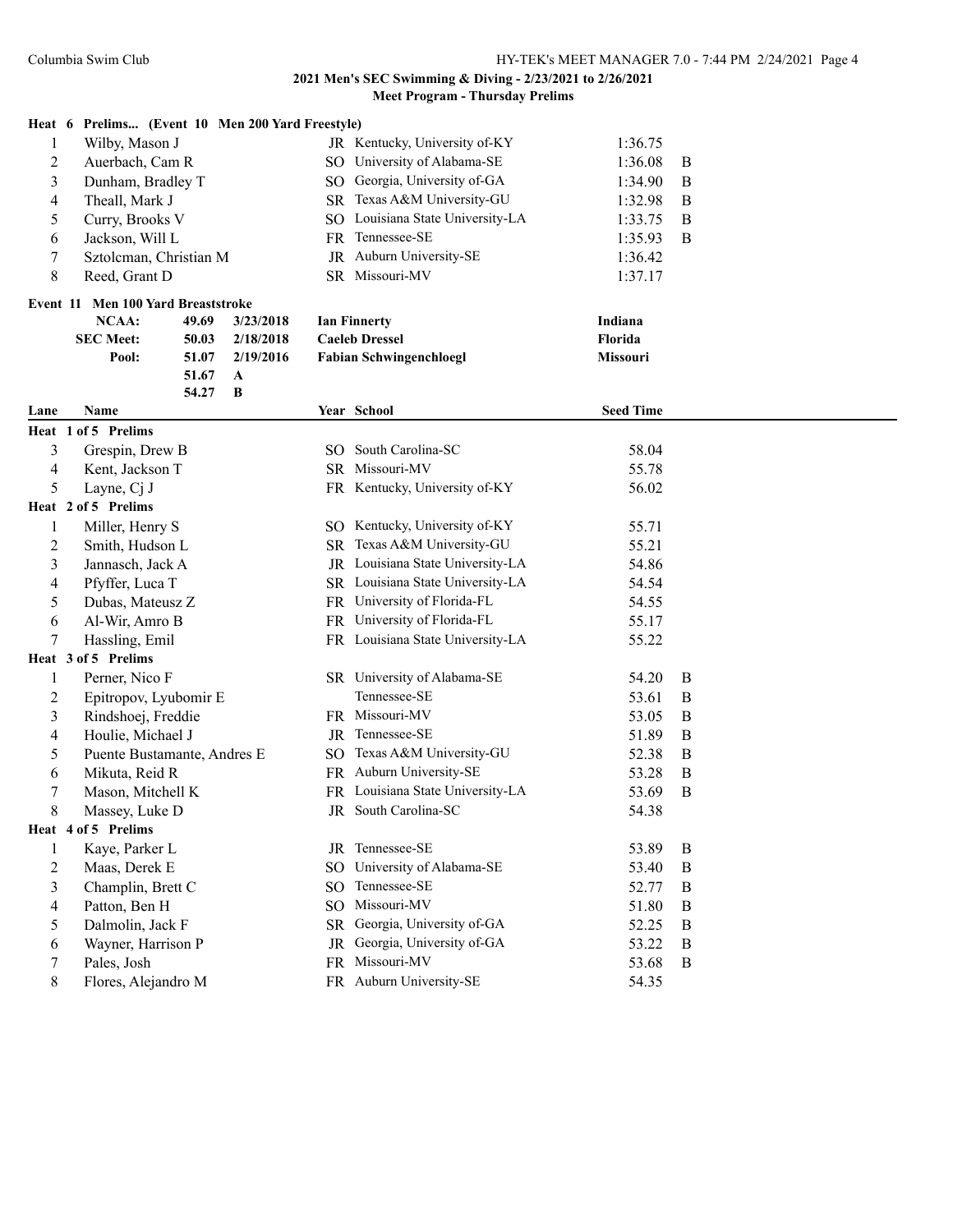**2021 Men's SEC Swimming & Diving - 2/23/2021 to 2/26/2021**

**Meet Program - Thursday Prelims**

**Heat 6 Prelims... (Event 10 Men 200 Yard Freestyle)**

| Lane | Name | Year | School | Seed Time | |
|---|---|---|---|---|---|
| 1 | Wilby, Mason J | JR | Kentucky, University of-KY | 1:36.75 | |
| 2 | Auerbach, Cam R | SO | University of Alabama-SE | 1:36.08 | B |
| 3 | Dunham, Bradley T | SO | Georgia, University of-GA | 1:34.90 | B |
| 4 | Theall, Mark J | SR | Texas A&M University-GU | 1:32.98 | B |
| 5 | Curry, Brooks V | SO | Louisiana State University-LA | 1:33.75 | B |
| 6 | Jackson, Will L | FR | Tennessee-SE | 1:35.93 | B |
| 7 | Sztolcman, Christian M | JR | Auburn University-SE | 1:36.42 | |
| 8 | Reed, Grant D | SR | Missouri-MV | 1:37.17 | |

**Event 11 Men 100 Yard Breaststroke**

| | | | | |
|---|---|---|---|---|
| NCAA: | 49.69 | 3/23/2018 | Ian Finnerty | Indiana |
| SEC Meet: | 50.03 | 2/18/2018 | Caeleb Dressel | Florida |
| Pool: | 51.07 | 2/19/2016 | Fabian Schwingenschloegl | Missouri |
| | 51.67 | A | | |
| | 54.27 | B | | |

| Lane | Name | Year | School | Seed Time | |
|---|---|---|---|---|---|
| **Heat 1 of 5 Prelims** | | | | | |
| 3 | Grespin, Drew B | SO | South Carolina-SC | 58.04 | |
| 4 | Kent, Jackson T | SR | Missouri-MV | 55.78 | |
| 5 | Layne, Cj J | FR | Kentucky, University of-KY | 56.02 | |
| **Heat 2 of 5 Prelims** | | | | | |
| 1 | Miller, Henry S | SO | Kentucky, University of-KY | 55.71 | |
| 2 | Smith, Hudson L | SR | Texas A&M University-GU | 55.21 | |
| 3 | Jannasch, Jack A | JR | Louisiana State University-LA | 54.86 | |
| 4 | Pfyffer, Luca T | SR | Louisiana State University-LA | 54.54 | |
| 5 | Dubas, Mateusz Z | FR | University of Florida-FL | 54.55 | |
| 6 | Al-Wir, Amro B | FR | University of Florida-FL | 55.17 | |
| 7 | Hassling, Emil | FR | Louisiana State University-LA | 55.22 | |
| **Heat 3 of 5 Prelims** | | | | | |
| 1 | Perner, Nico F | SR | University of Alabama-SE | 54.20 | B |
| 2 | Epitropov, Lyubomir E | | Tennessee-SE | 53.61 | B |
| 3 | Rindshoej, Freddie | FR | Missouri-MV | 53.05 | B |
| 4 | Houlie, Michael J | JR | Tennessee-SE | 51.89 | B |
| 5 | Puente Bustamante, Andres E | SO | Texas A&M University-GU | 52.38 | B |
| 6 | Mikuta, Reid R | FR | Auburn University-SE | 53.28 | B |
| 7 | Mason, Mitchell K | FR | Louisiana State University-LA | 53.69 | B |
| 8 | Massey, Luke D | JR | South Carolina-SC | 54.38 | |
| **Heat 4 of 5 Prelims** | | | | | |
| 1 | Kaye, Parker L | JR | Tennessee-SE | 53.89 | B |
| 2 | Maas, Derek E | SO | University of Alabama-SE | 53.40 | B |
| 3 | Champlin, Brett C | SO | Tennessee-SE | 52.77 | B |
| 4 | Patton, Ben H | SO | Missouri-MV | 51.80 | B |
| 5 | Dalmolin, Jack F | SR | Georgia, University of-GA | 52.25 | B |
| 6 | Wayner, Harrison P | JR | Georgia, University of-GA | 53.22 | B |
| 7 | Pales, Josh | FR | Missouri-MV | 53.68 | B |
| 8 | Flores, Alejandro M | FR | Auburn University-SE | 54.35 | |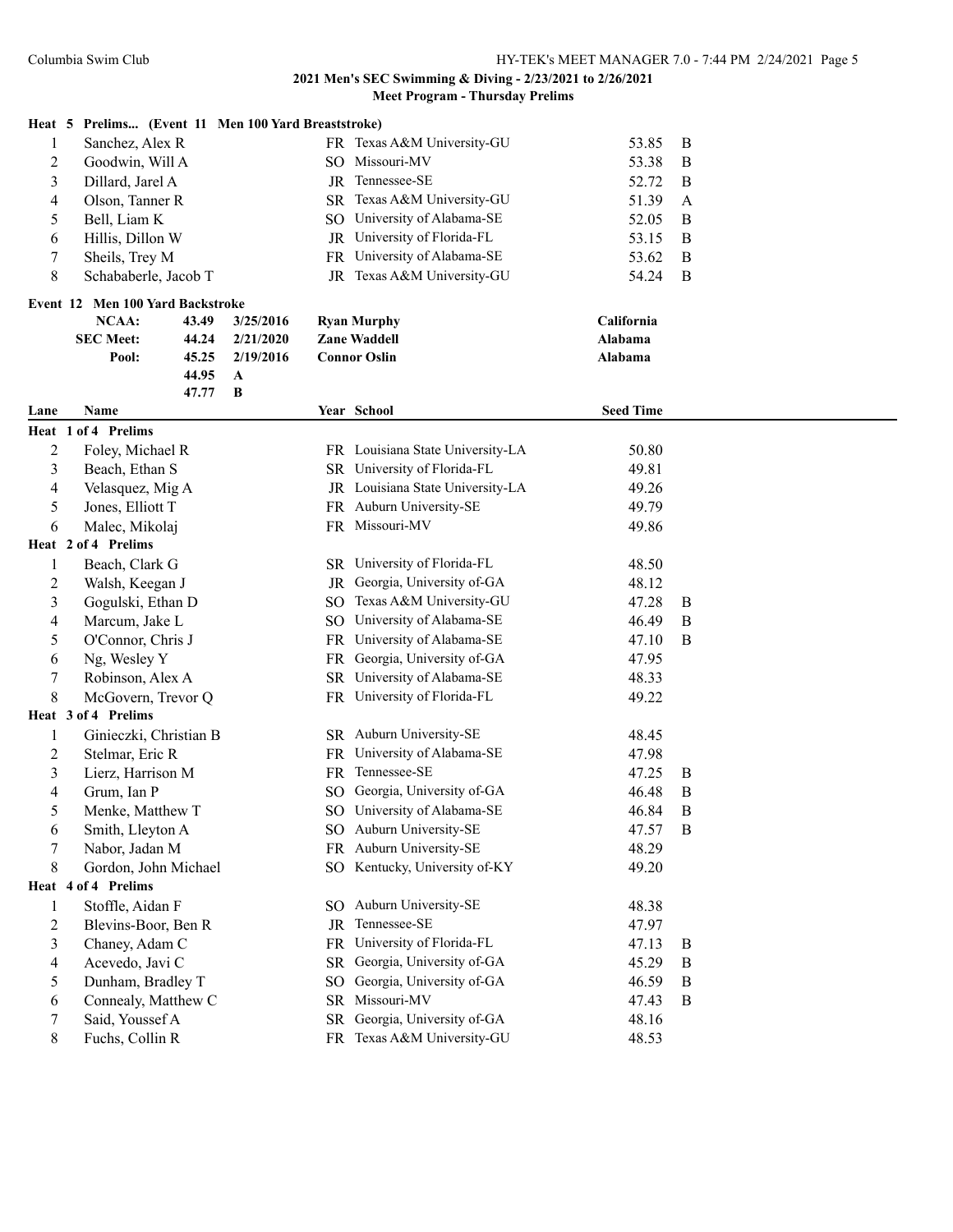**2021 Men's SEC Swimming & Diving - 2/23/2021 to 2/26/2021**

**Meet Program - Thursday Prelims**

**Heat 5 Prelims... (Event 11 Men 100 Yard Breaststroke)**

| Lane | Name | Year | School | Seed Time | |
|---|---|---|---|---|---|
| 1 | Sanchez, Alex R | FR | Texas A&M University-GU | 53.85 | B |
| 2 | Goodwin, Will A | SO | Missouri-MV | 53.38 | B |
| 3 | Dillard, Jarel A | JR | Tennessee-SE | 52.72 | B |
| 4 | Olson, Tanner R | SR | Texas A&M University-GU | 51.39 | A |
| 5 | Bell, Liam K | SO | University of Alabama-SE | 52.05 | B |
| 6 | Hillis, Dillon W | JR | University of Florida-FL | 53.15 | B |
| 7 | Sheils, Trey M | FR | University of Alabama-SE | 53.62 | B |
| 8 | Schababerle, Jacob T | JR | Texas A&M University-GU | 54.24 | B |

**Event 12 Men 100 Yard Backstroke**

| | | | | |
|---|---|---|---|---|
| NCAA: | 43.49 | 3/25/2016 | Ryan Murphy | California |
| SEC Meet: | 44.24 | 2/21/2020 | Zane Waddell | Alabama |
| Pool: | 45.25 | 2/19/2016 | Connor Oslin | Alabama |
| | 44.95 | A | | |
| | 47.77 | B | | |

| Lane | Name | Year | School | Seed Time | |
|---|---|---|---|---|---|
| **Heat 1 of 4 Prelims** | | | | | |
| 2 | Foley, Michael R | FR | Louisiana State University-LA | 50.80 | |
| 3 | Beach, Ethan S | SR | University of Florida-FL | 49.81 | |
| 4 | Velasquez, Mig A | JR | Louisiana State University-LA | 49.26 | |
| 5 | Jones, Elliott T | FR | Auburn University-SE | 49.79 | |
| 6 | Malec, Mikolaj | FR | Missouri-MV | 49.86 | |
| **Heat 2 of 4 Prelims** | | | | | |
| 1 | Beach, Clark G | SR | University of Florida-FL | 48.50 | |
| 2 | Walsh, Keegan J | JR | Georgia, University of-GA | 48.12 | |
| 3 | Gogulski, Ethan D | SO | Texas A&M University-GU | 47.28 | B |
| 4 | Marcum, Jake L | SO | University of Alabama-SE | 46.49 | B |
| 5 | O'Connor, Chris J | FR | University of Alabama-SE | 47.10 | B |
| 6 | Ng, Wesley Y | FR | Georgia, University of-GA | 47.95 | |
| 7 | Robinson, Alex A | SR | University of Alabama-SE | 48.33 | |
| 8 | McGovern, Trevor Q | FR | University of Florida-FL | 49.22 | |
| **Heat 3 of 4 Prelims** | | | | | |
| 1 | Ginieczki, Christian B | SR | Auburn University-SE | 48.45 | |
| 2 | Stelmar, Eric R | FR | University of Alabama-SE | 47.98 | |
| 3 | Lierz, Harrison M | FR | Tennessee-SE | 47.25 | B |
| 4 | Grum, Ian P | SO | Georgia, University of-GA | 46.48 | B |
| 5 | Menke, Matthew T | SO | University of Alabama-SE | 46.84 | B |
| 6 | Smith, Lleyton A | SO | Auburn University-SE | 47.57 | B |
| 7 | Nabor, Jadan M | FR | Auburn University-SE | 48.29 | |
| 8 | Gordon, John Michael | SO | Kentucky, University of-KY | 49.20 | |
| **Heat 4 of 4 Prelims** | | | | | |
| 1 | Stoffle, Aidan F | SO | Auburn University-SE | 48.38 | |
| 2 | Blevins-Boor, Ben R | JR | Tennessee-SE | 47.97 | |
| 3 | Chaney, Adam C | FR | University of Florida-FL | 47.13 | B |
| 4 | Acevedo, Javi C | SR | Georgia, University of-GA | 45.29 | B |
| 5 | Dunham, Bradley T | SO | Georgia, University of-GA | 46.59 | B |
| 6 | Connealy, Matthew C | SR | Missouri-MV | 47.43 | B |
| 7 | Said, Youssef A | SR | Georgia, University of-GA | 48.16 | |
| 8 | Fuchs, Collin R | FR | Texas A&M University-GU | 48.53 | |